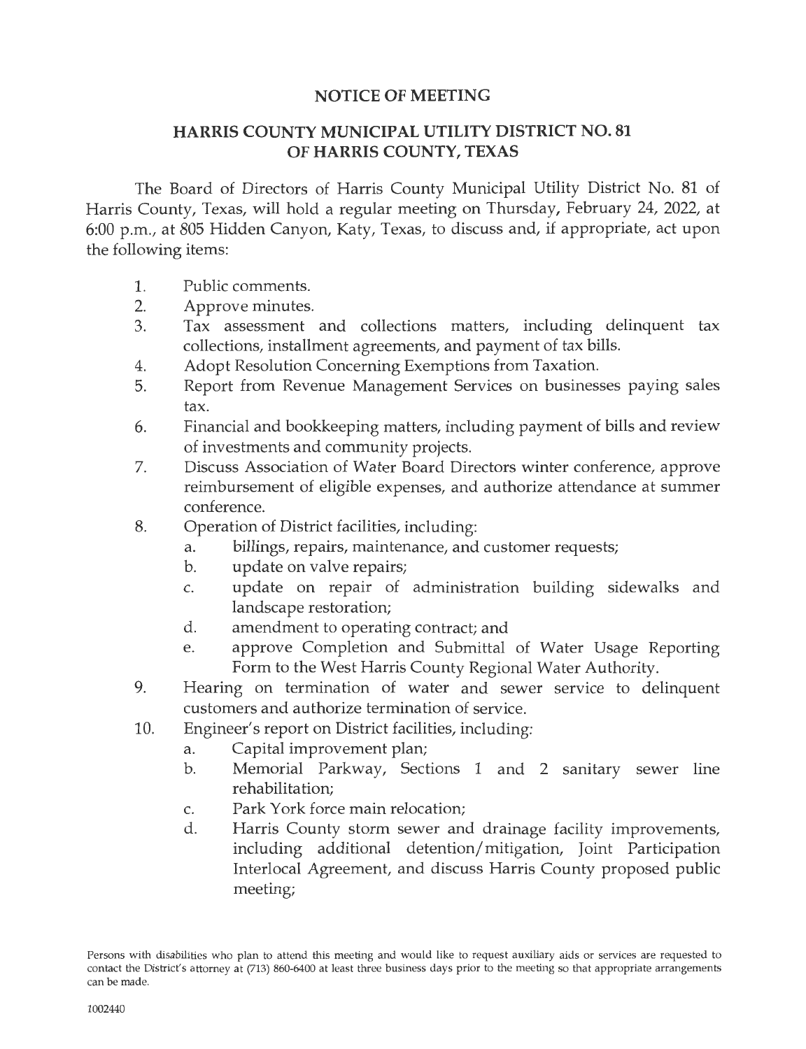# NOTICE OF MEETING

## HARRIS COUNTY MUNICIPAL UTILITY DISTRICT NO. 81 OF HARRIS COUNTY, TEXAS

The Board of Directors of Harris County Municipal Utility District No. 81 of Harris County, Texas, will hold a regular meeting on Thursday, February 24, 2022, at 6:00 p.m., at 805 Hidden Canyon, Katy, Texas, to discuss and, if appropriate, act upon the following items:

1. Public comments.
2. Approve minutes.
3. Tax assessment and collections matters, including delinquent tax collections, installment agreements, and payment of tax bills.
4. Adopt Resolution Concerning Exemptions from Taxation.
5. Report from Revenue Management Services on businesses paying sales tax.
6. Financial and bookkeeping matters, including payment of bills and review of investments and community projects.
7. Discuss Association of Water Board Directors winter conference, approve reimbursement of eligible expenses, and authorize attendance at summer conference.
8. Operation of District facilities, including:
   a. billings, repairs, maintenance, and customer requests;
   b. update on valve repairs;
   c. update on repair of administration building sidewalks and landscape restoration;
   d. amendment to operating contract; and
   e. approve Completion and Submittal of Water Usage Reporting Form to the West Harris County Regional Water Authority.
9. Hearing on termination of water and sewer service to delinquent customers and authorize termination of service.
10. Engineer's report on District facilities, including:
    a. Capital improvement plan;
    b. Memorial Parkway, Sections 1 and 2 sanitary sewer line rehabilitation;
    c. Park York force main relocation;
    d. Harris County storm sewer and drainage facility improvements, including additional detention/mitigation, Joint Participation Interlocal Agreement, and discuss Harris County proposed public meeting;

Persons with disabilities who plan to attend this meeting and would like to request auxiliary aids or services are requested to contact the District's attorney at (713) 860-6400 at least three business days prior to the meeting so that appropriate arrangements can be made.

1002440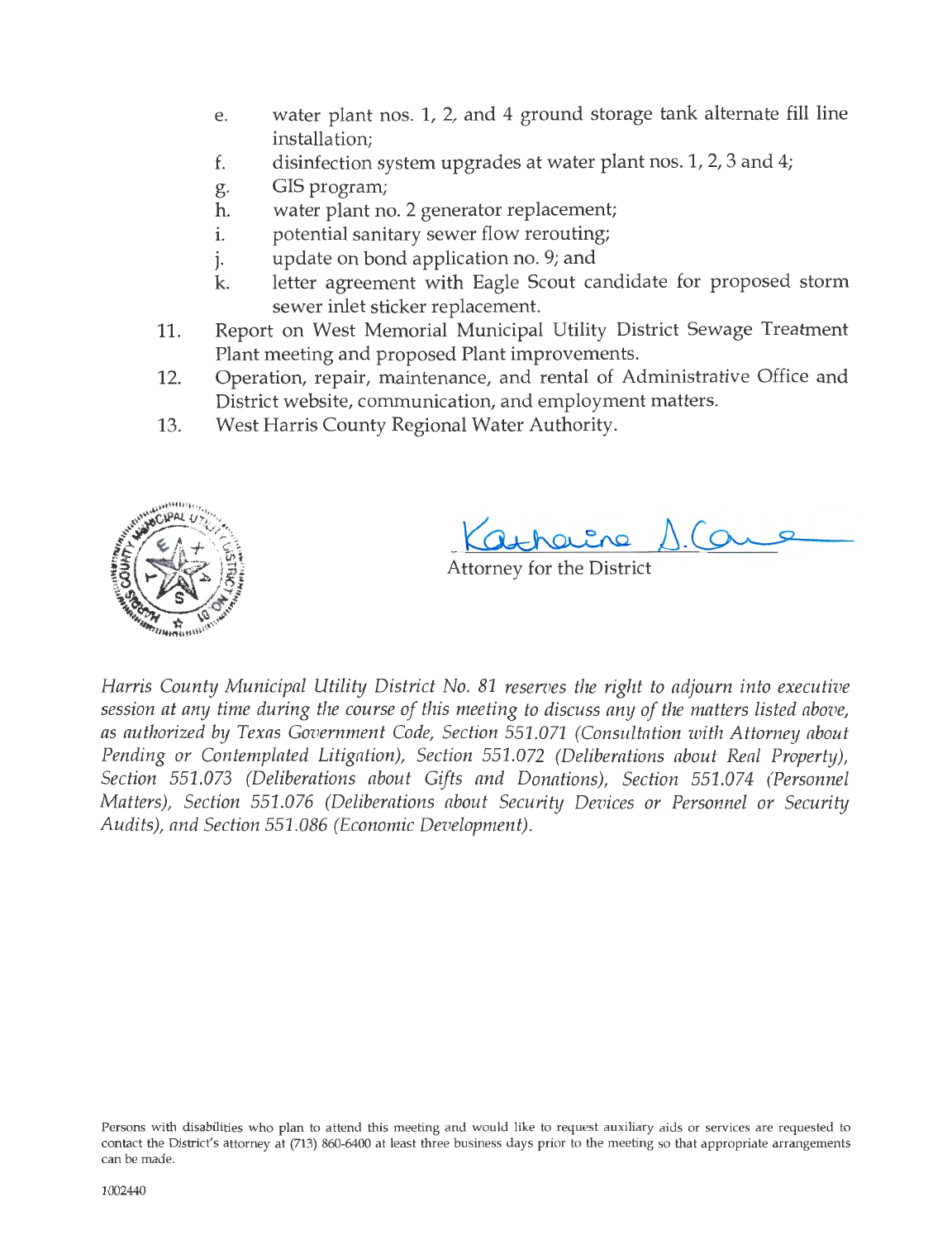e. water plant nos. 1, 2, and 4 ground storage tank alternate fill line installation;
f. disinfection system upgrades at water plant nos. 1, 2, 3 and 4;
g. GIS program;
h. water plant no. 2 generator replacement;
i. potential sanitary sewer flow rerouting;
j. update on bond application no. 9; and
k. letter agreement with Eagle Scout candidate for proposed storm sewer inlet sticker replacement.

11. Report on West Memorial Municipal Utility District Sewage Treatment Plant meeting and proposed Plant improvements.
12. Operation, repair, maintenance, and rental of Administrative Office and District website, communication, and employment matters.
13. West Harris County Regional Water Authority.

Katharine A. Cane

Attorney for the District

*Harris County Municipal Utility District No. 81 reserves the right to adjourn into executive session at any time during the course of this meeting to discuss any of the matters listed above, as authorized by Texas Government Code, Section 551.071 (Consultation with Attorney about Pending or Contemplated Litigation), Section 551.072 (Deliberations about Real Property), Section 551.073 (Deliberations about Gifts and Donations), Section 551.074 (Personnel Matters), Section 551.076 (Deliberations about Security Devices or Personnel or Security Audits), and Section 551.086 (Economic Development).*

Persons with disabilities who plan to attend this meeting and would like to request auxiliary aids or services are requested to contact the District's attorney at (713) 860-6400 at least three business days prior to the meeting so that appropriate arrangements can be made.

1002440